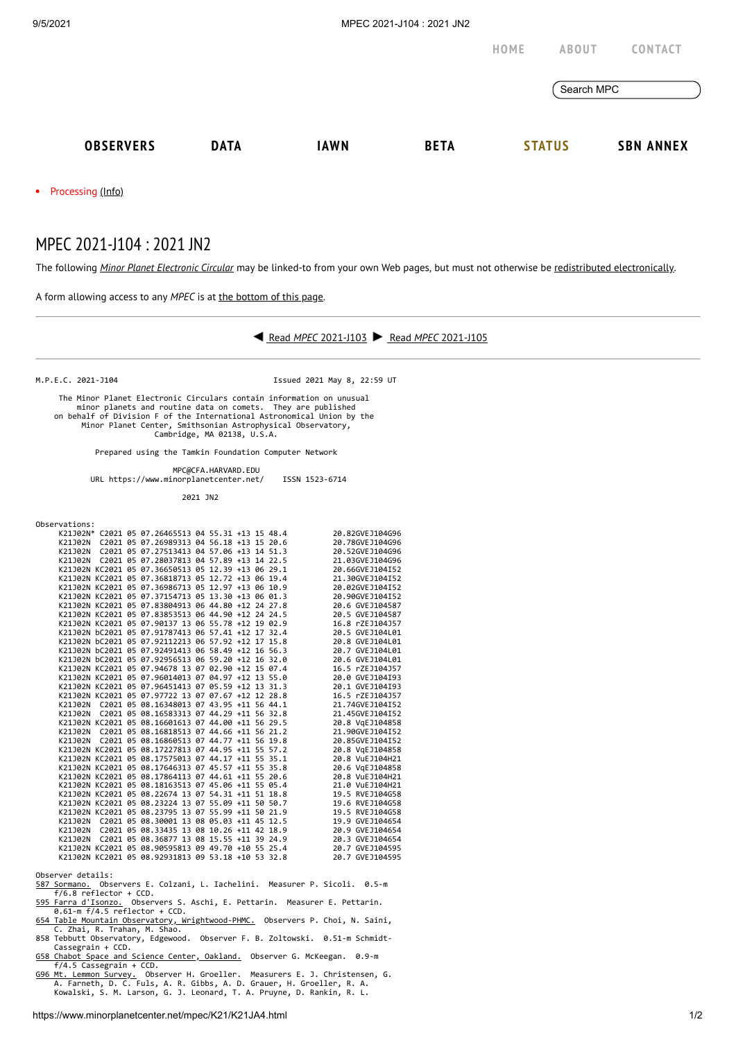HOME ABOUT CONTACT

Search MPC

OBSERVERS DATA IAWN BETA STATUS SBN ANNEX

- Processing (Info)

# MPEC 2021-J104 : 2021 JN2

The following *Minor Planet Electronic Circular* may be linked-to from your own Web pages, but must not otherwise be redistributed electronically.

A form allowing access to any *MPEC* is at the bottom of this page.

◀ Read *MPEC* 2021-J103 ▶ Read *MPEC* 2021-J105

```
M.P.E.C. 2021-J104                               Issued 2021 May 8, 22:59 UT

     The Minor Planet Electronic Circulars contain information on unusual
         minor planets and routine data on comets.  They are published
   on behalf of Division F of the International Astronomical Union by the
          Minor Planet Center, Smithsonian Astrophysical Observatory,
                          Cambridge, MA 02138, U.S.A.

                Prepared using the Tamkin Foundation Computer Network

                             MPC@CFA.HARVARD.EDU
          URL https://www.minorplanetcenter.net/     ISSN 1523-6714

                                   2021 JN2

Observations:
     K21J02N* C2021 05 07.26465513 04 55.31 +13 15 48.4          20.82GVEJ104G96
     K21J02N  C2021 05 07.26989313 04 56.18 +13 15 20.6          20.78GVEJ104G96
     K21J02N  C2021 05 07.27513413 04 57.06 +13 14 51.3          20.52GVEJ104G96
     K21J02N  C2021 05 07.28037813 04 57.89 +13 14 22.5          21.03GVEJ104G96
     K21J02N KC2021 05 07.36650513 05 12.39 +13 06 29.1          20.66GVEJ104I52
     K21J02N KC2021 05 07.36818713 05 12.72 +13 06 19.4          21.30GVEJ104I52
     K21J02N KC2021 05 07.36986713 05 12.97 +13 06 10.9          20.02GVEJ104I52
     K21J02N KC2021 05 07.37154713 05 13.30 +13 06 01.3          20.90GVEJ104I52
     K21J02N KC2021 05 07.83804913 06 44.80 +12 24 27.8          20.6 GVEJ104587
     K21J02N KC2021 05 07.83853513 06 44.90 +12 24 24.5          20.5 GVEJ104587
     K21J02N KC2021 05 07.90137 13 06 55.78 +12 19 02.9          16.8 rZEJ104J57
     K21J02N bC2021 05 07.91787413 06 57.41 +12 17 32.4          20.5 GVEJ104L01
     K21J02N bC2021 05 07.92112213 06 57.92 +12 17 15.8          20.8 GVEJ104L01
     K21J02N bC2021 05 07.92491413 06 58.49 +12 16 56.3          20.7 GVEJ104L01
     K21J02N bC2021 05 07.92956513 06 59.20 +12 16 32.0          20.6 GVEJ104L01
     K21J02N KC2021 05 07.94678 13 07 02.90 +12 15 07.4          16.5 rZEJ104J57
     K21J02N KC2021 05 07.96014013 07 04.97 +12 13 55.0          20.0 GVEJ104I93
     K21J02N KC2021 05 07.96451413 07 05.59 +12 13 31.3          20.1 GVEJ104I93
     K21J02N KC2021 05 07.97722 13 07 07.67 +12 12 28.8          16.5 rZEJ104J57
     K21J02N  C2021 05 08.16348013 07 43.95 +11 56 44.1          21.74GVEJ104I52
     K21J02N  C2021 05 08.16583313 07 44.29 +11 56 32.8          21.45GVEJ104I52
     K21J02N KC2021 05 08.16601613 07 44.00 +11 56 29.5          20.8 VqEJ104858
     K21J02N  C2021 05 08.16818513 07 44.66 +11 56 21.2          21.90GVEJ104I52
     K21J02N  C2021 05 08.16860513 07 44.77 +11 56 19.8          20.85GVEJ104I52
     K21J02N KC2021 05 08.17227813 07 44.95 +11 55 57.2          20.8 VqEJ104858
     K21J02N KC2021 05 08.17575013 07 44.17 +11 55 35.1          20.8 VuEJ104H21
     K21J02N KC2021 05 08.17646313 07 45.57 +11 55 35.8          20.6 VqEJ104858
     K21J02N KC2021 05 08.17864113 07 44.61 +11 55 20.6          20.8 VuEJ104H21
     K21J02N KC2021 05 08.18163513 07 45.06 +11 55 05.4          21.0 VuEJ104H21
     K21J02N KC2021 05 08.22674 13 07 54.31 +11 51 18.8          19.5 RVEJ104G58
     K21J02N KC2021 05 08.23224 13 07 55.09 +11 50 50.7          19.6 RVEJ104G58
     K21J02N KC2021 05 08.23795 13 07 55.99 +11 50 21.9          19.5 RVEJ104G58
     K21J02N  C2021 05 08.30001 13 08 05.03 +11 45 12.5          19.9 GVEJ104654
     K21J02N  C2021 05 08.33435 13 08 10.26 +11 42 18.9          20.9 GVEJ104654
     K21J02N  C2021 05 08.36877 13 08 15.55 +11 39 24.9          20.3 GVEJ104654
     K21J02N KC2021 05 08.90595813 09 49.70 +10 55 25.4          20.7 GVEJ104595
     K21J02N KC2021 05 08.92931813 09 53.18 +10 53 32.8          20.7 GVEJ104595

Observer details:
587 Sormano.  Observers E. Colzani, L. Iachelini.  Measurer P. Sicoli.  0.5-m
    f/6.8 reflector + CCD.
595 Farra d'Isonzo.  Observers S. Aschi, E. Pettarin.  Measurer E. Pettarin.
    0.61-m f/4.5 reflector + CCD.
654 Table Mountain Observatory, Wrightwood-PHMC.  Observers P. Choi, N. Saini,
    C. Zhai, R. Trahan, M. Shao.
858 Tebbutt Observatory, Edgewood.  Observer F. B. Zoltowski.  0.51-m Schmidt-
    Cassegrain + CCD.
G58 Chabot Space and Science Center, Oakland.  Observer G. McKeegan.  0.9-m
    f/4.5 Cassegrain + CCD.
G96 Mt. Lemmon Survey.  Observer H. Groeller.  Measurers E. J. Christensen, G.
    A. Farneth, D. C. Fuls, A. R. Gibbs, A. D. Grauer, H. Groeller, R. A.
    Kowalski, S. M. Larson, G. J. Leonard, T. A. Pruyne, D. Rankin, R. L.
```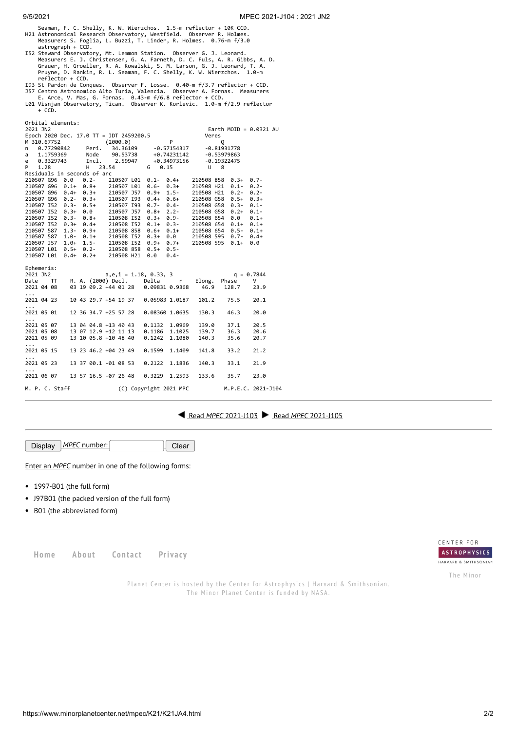```
    Seaman, F. C. Shelly, K. W. Wierzchos.  1.5-m reflector + 10K CCD.
H21 Astronomical Research Observatory, Westfield.  Observer R. Holmes.
    Measurers S. Foglia, L. Buzzi, T. Linder, R. Holmes.  0.76-m f/3.0
    astrograph + CCD.
I52 Steward Observatory, Mt. Lemmon Station.  Observer G. J. Leonard.
    Measurers E. J. Christensen, G. A. Farneth, D. C. Fuls, A. R. Gibbs, A. D.
    Grauer, H. Groeller, R. A. Kowalski, S. M. Larson, G. J. Leonard, T. A.
    Pruyne, D. Rankin, R. L. Seaman, F. C. Shelly, K. W. Wierzchos.  1.0-m
    reflector + CCD.
I93 St Pardon de Conques.  Observer F. Losse.  0.40-m f/3.7 reflector + CCD.
J57 Centro Astronomico Alto Turia, Valencia.  Observer A. Fornas.  Measurers
    E. Arce, V. Mas, G. Fornas.  0.43-m f/6.8 reflector + CCD.
L01 Visnjan Observatory, Tican.  Observer K. Korlevic.  1.0-m f/2.9 reflector
    + CCD.

Orbital elements:
2021 JN2                                                  Earth MOID = 0.0321 AU
Epoch 2020 Dec. 17.0 TT = JDT 2459200.5                 Veres
M 310.67752              (2000.0)            P               Q
n   0.77290842     Peri.   34.36109     -0.57154317     -0.81931778
a   1.1759369      Node    90.53738     +0.74231142     -0.53979863
e   0.3329743      Incl.    2.59947     +0.34973156     -0.19322475
P   1.28           H   23.54          G   0.15           U   8
Residuals in seconds of arc
210507 G96  0.0   0.2-    210507 L01  0.1-  0.4+    210508 858  0.3+  0.7-
210507 G96  0.1+  0.8+    210507 L01  0.6-  0.3+    210508 H21  0.1-  0.2-
210507 G96  0.4+  0.3+    210507 J57  0.9+  1.5-    210508 H21  0.2-  0.2-
210507 G96  0.2-  0.3+    210507 I93  0.4+  0.6+    210508 G58  0.5+  0.3+
210507 I52  0.3-  0.5+    210507 I93  0.7-  0.4-    210508 G58  0.3-  0.1-
210507 I52  0.3+  0.0     210507 J57  0.8+  2.2-    210508 G58  0.2+  0.1-
210507 I52  0.3-  0.8+    210508 I52  0.3+  0.9-    210508 654  0.0   0.1+
210507 I52  0.3+  0.4+    210508 I52  0.1+  0.3-    210508 654  0.1+  0.1+
210507 587  1.3-  0.9+    210508 858  0.6+  0.1+    210508 654  0.5-  0.1+
210507 587  1.0-  0.1+    210508 I52  0.3+  0.0     210508 595  0.7-  0.4+
210507 J57  1.0+  1.5-    210508 I52  0.9+  0.7+    210508 595  0.1+  0.0
210507 L01  0.5+  0.2-    210508 858  0.5+  0.5-
210507 L01  0.4+  0.2+    210508 H21  0.0   0.4-

Ephemeris:
2021 JN2                a,e,i = 1.18, 0.33, 3                  q = 0.7844
Date    TT    R. A. (2000) Decl.    Delta     r    Elong.  Phase    V
2021 04 08    03 19 09.2 +44 01 28  0.09831 0.9368   46.9   128.7   23.9
...
2021 04 23    10 43 29.7 +54 19 37  0.05983 1.0187  101.2    75.5   20.1
...
2021 05 01    12 36 34.7 +25 57 28  0.08360 1.0635  130.3    46.3   20.0
...
2021 05 07    13 04 04.8 +13 40 43  0.1132  1.0969  139.0    37.1   20.5
2021 05 08    13 07 12.9 +12 11 13  0.1186  1.1025  139.7    36.3   20.6
2021 05 09    13 10 05.8 +10 48 40  0.1242  1.1080  140.3    35.6   20.7
...
2021 05 15    13 23 46.2 +04 23 49  0.1599  1.1409  141.8    33.2   21.2
...
2021 05 23    13 37 00.1 -01 08 53  0.2122  1.1836  140.3    33.1   21.9
...
2021 06 07    13 57 16.5 -07 26 48  0.3229  1.2593  133.6    35.7   23.0

M. P. C. Staff              (C) Copyright 2021 MPC          M.P.E.C. 2021-J104
```

Read *MPEC* 2021-J103 Read *MPEC* 2021-J105

Display *MPEC* number: Clear

Enter an *MPEC* number in one of the following forms:

- 1997-B01 (the full form)
- J97B01 (the packed version of the full form)
- B01 (the abbreviated form)

Home About Contact Privacy

CENTER FOR ASTROPHYSICS HARVARD & SMITHSONIAN

The Minor Planet Center is hosted by the Center for Astrophysics | Harvard & Smithsonian.
The Minor Planet Center is funded by NASA.